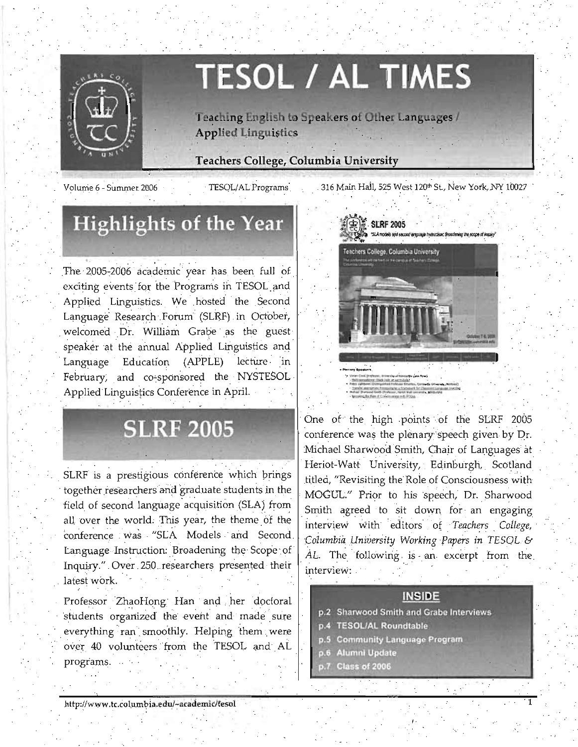# TESOL / AL TIMES

Teaching English to Speakers of Other Languages / Applied Linguistics

**Teachers College, Columbia University**

Volume 6 - Summer 2006 TESOL/AL Programs 316 Main Hall, 525 West 120th St., New York, NY 10027

## Highlights of the Year

The 2005-2006 academic year has been full of exciting events for the Programs in TESOL and Applied Linguistics. We hosted the Second Language Research Forum (SLRF) in October, welcomed Dr. William Grabe as the guest speaker at the annual Applied Linguistics and Language Education (APPLE) lecture in February, and co-sponsored the NYSTESOL Applied Linguistics Conference in April.

## SLRF 2005

SLRF is a prestigious conference which brings together researchers and graduate students in the field of second language acquisition (SLA) from all over the world. This year, the theme of the conference was "SLA Models and Second Language Instruction: Broadening the Scope of Inquiry." Over 250 researchers presented their latest work.

Professor ZhaoHong Han and her doctoral students organized the event and made sure everything ran smoothly. Helping them were over 40 volunteers from the TESOL and AL programs.

One of the high points of the SLRF 2005 conference was the plenary speech given by Dr. Michael Sharwood Smith, Chair of Languages at Heriot-Watt University, Edinburgh, Scotland titled, "Revisiting the Role of Consciousness with MOGUL." Prior to his speech, Dr. Sharwood Smith agreed to sit down for an engaging interview with editors of *Teachers College, Columbia University Working Papers in TESOL & AL*. The following is an excerpt from the interview:

**INSIDE**

- p.2 Sharwood Smith and Grabe Interviews
- p.4 TESOL/AL Roundtable
- p.5 Community Language Program
- p.6 Alumni Update
- p.7 Class of 2006

http://www.tc.columbia.edu/~academic/tesol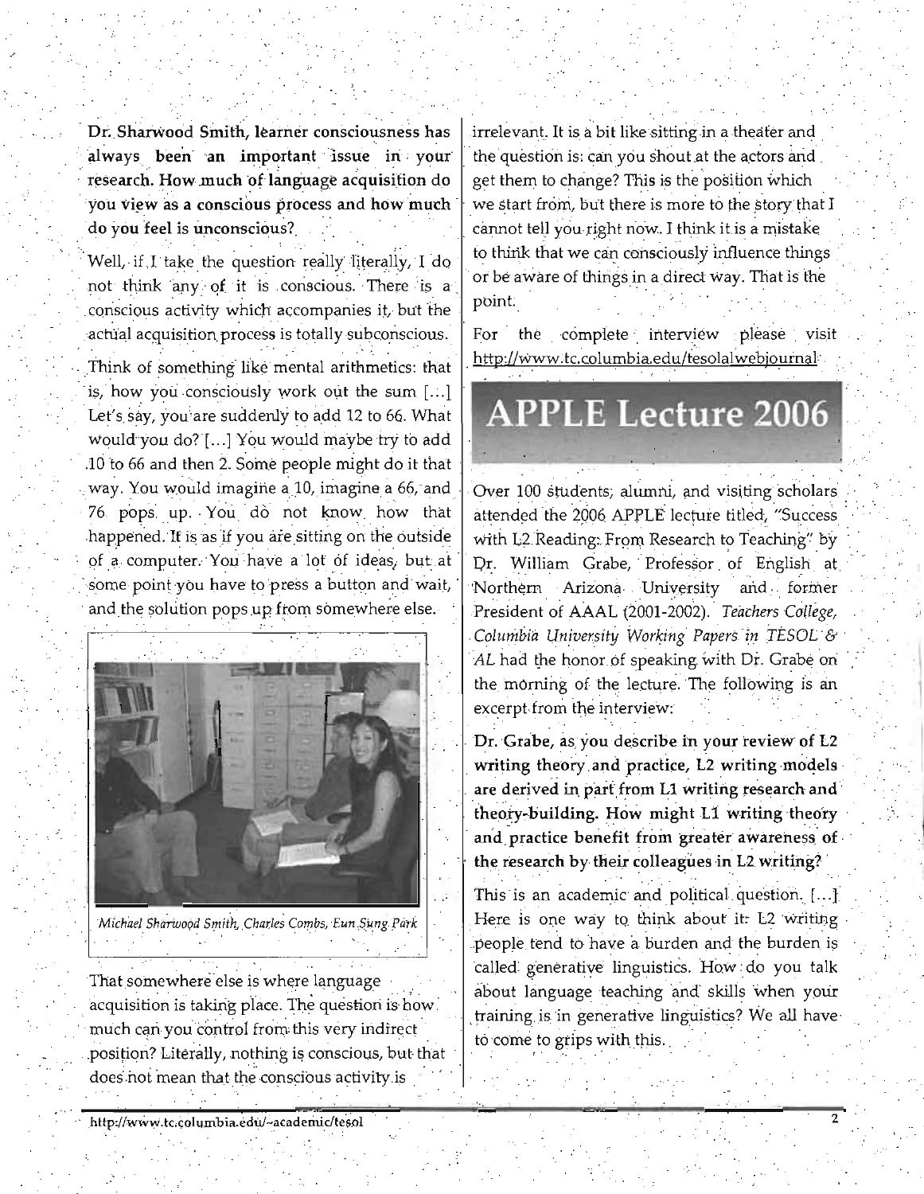**Dr. Sharwood Smith, learner consciousness has always been an important issue in your research. How much of language acquisition do you view as a conscious process and how much do you feel is unconscious?**

Well, if I take the question really literally, I do not think any of it is conscious. There is a conscious activity which accompanies it, but the actual acquisition process is totally subconscious.

Think of something like mental arithmetics: that is, how you consciously work out the sum [...] Let's say, you are suddenly to add 12 to 66. What would you do? [...] You would maybe try to add 10 to 66 and then 2. Some people might do it that way. You would imagine a 10, imagine a 66, and 76 pops up. You do not know how that happened. It is as if you are sitting on the outside of a computer. You have a lot of ideas, but at some point you have to press a button and wait, and the solution pops up from somewhere else.

*Michael Sharwood Smith, Charles Combs, Eun Sung Park*

That somewhere else is where language acquisition is taking place. The question is how much can you control from this very indirect position? Literally, nothing is conscious, but that does not mean that the conscious activity is irrelevant. It is a bit like sitting in a theater and the question is: can you shout at the actors and get them to change? This is the position which we start from, but there is more to the story that I cannot tell you right now. I think it is a mistake to think that we can consciously influence things or be aware of things in a direct way. That is the point.

For the complete interview please visit http://www.tc.columbia.edu/tesolalwebjournal

# APPLE Lecture 2006

Over 100 students, alumni, and visiting scholars attended the 2006 APPLE lecture titled, "Success with L2 Reading: From Research to Teaching" by Dr. William Grabe, Professor of English at Northern Arizona University and former President of AAAL (2001-2002). *Teachers College, Columbia University Working Papers in TESOL & AL* had the honor of speaking with Dr. Grabe on the morning of the lecture. The following is an excerpt from the interview:

**Dr. Grabe, as you describe in your review of L2 writing theory and practice, L2 writing models are derived in part from L1 writing research and theory-building. How might L1 writing theory and practice benefit from greater awareness of the research by their colleagues in L2 writing?**

This is an academic and political question. [...] Here is one way to think about it: L2 writing people tend to have a burden and the burden is called generative linguistics. How do you talk about language teaching and skills when your training is in generative linguistics? We all have to come to grips with this.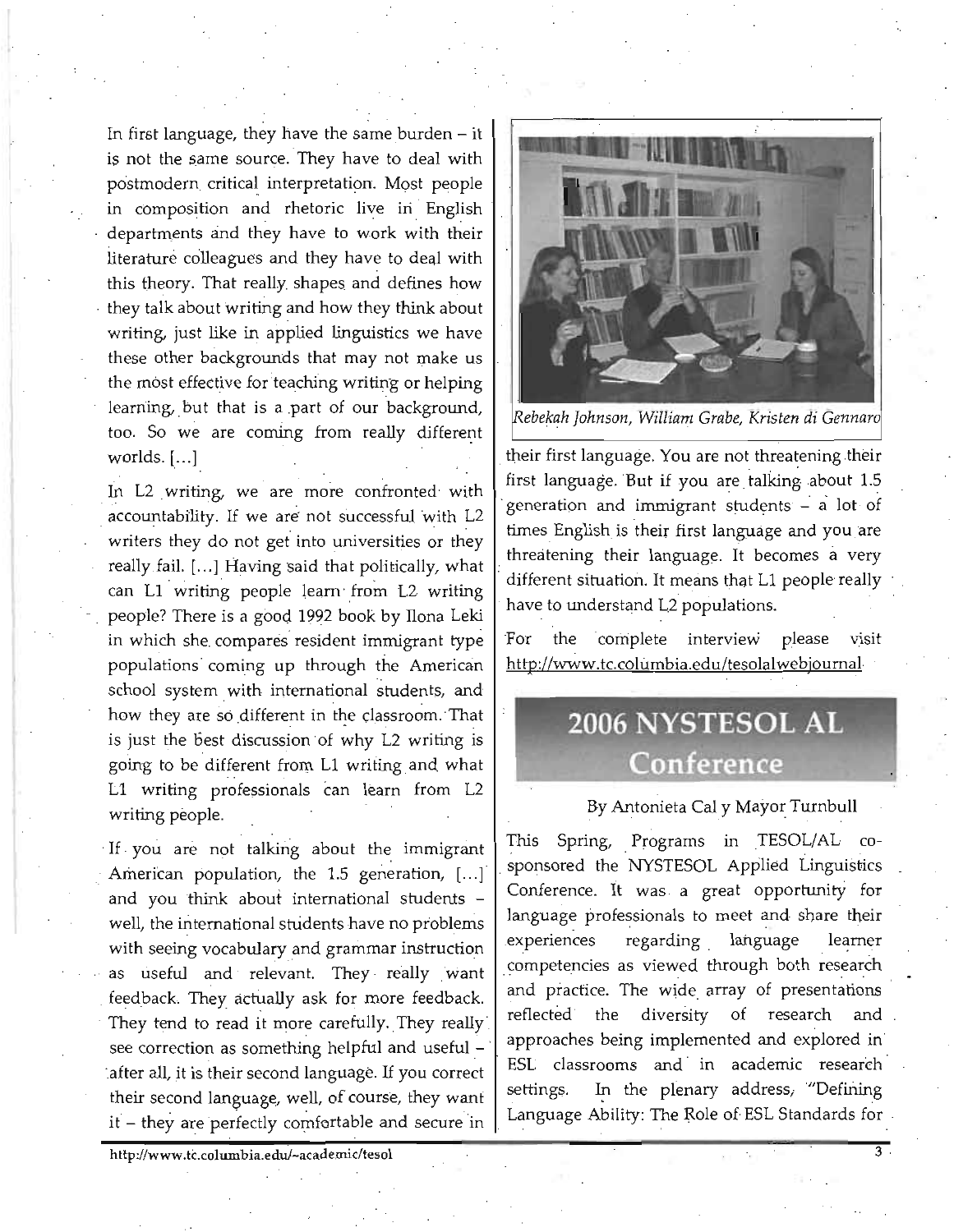In first language, they have the same burden – it is not the same source. They have to deal with postmodern critical interpretation. Most people in composition and rhetoric live in English departments and they have to work with their literature colleagues and they have to deal with this theory. That really shapes and defines how they talk about writing and how they think about writing, just like in applied linguistics we have these other backgrounds that may not make us the most effective for teaching writing or helping learning, but that is a part of our background, too. So we are coming from really different worlds. [...]

In L2 writing, we are more confronted with accountability. If we are not successful with L2 writers they do not get into universities or they really fail. [...] Having said that politically, what can L1 writing people learn from L2 writing people? There is a good 1992 book by Ilona Leki in which she compares resident immigrant type populations coming up through the American school system with international students, and how they are so different in the classroom. That is just the best discussion of why L2 writing is going to be different from L1 writing and what L1 writing professionals can learn from L2 writing people.

If you are not talking about the immigrant American population, the 1.5 generation, [...] and you think about international students – well, the international students have no problems with seeing vocabulary and grammar instruction as useful and relevant. They really want feedback. They actually ask for more feedback. They tend to read it more carefully. They really see correction as something helpful and useful – after all, it is their second language. If you correct their second language, well, of course, they want it – they are perfectly comfortable and secure in their first language. You are not threatening their first language. But if you are talking about 1.5 generation and immigrant students – a lot of times English is their first language and you are threatening their language. It becomes a very different situation. It means that L1 people really have to understand L2 populations.

*Rebekah Johnson, William Grabe, Kristen di Gennaro*

For the complete interview please visit http://www.tc.columbia.edu/tesolalwebjournal

## 2006 NYSTESOL AL Conference

By Antonieta Cal y Mayor Turnbull

This Spring, Programs in TESOL/AL co-sponsored the NYSTESOL Applied Linguistics Conference. It was a great opportunity for language professionals to meet and share their experiences regarding language learner competencies as viewed through both research and practice. The wide array of presentations reflected the diversity of research and approaches being implemented and explored in ESL classrooms and in academic research settings. In the plenary address, "Defining Language Ability: The Role of ESL Standards for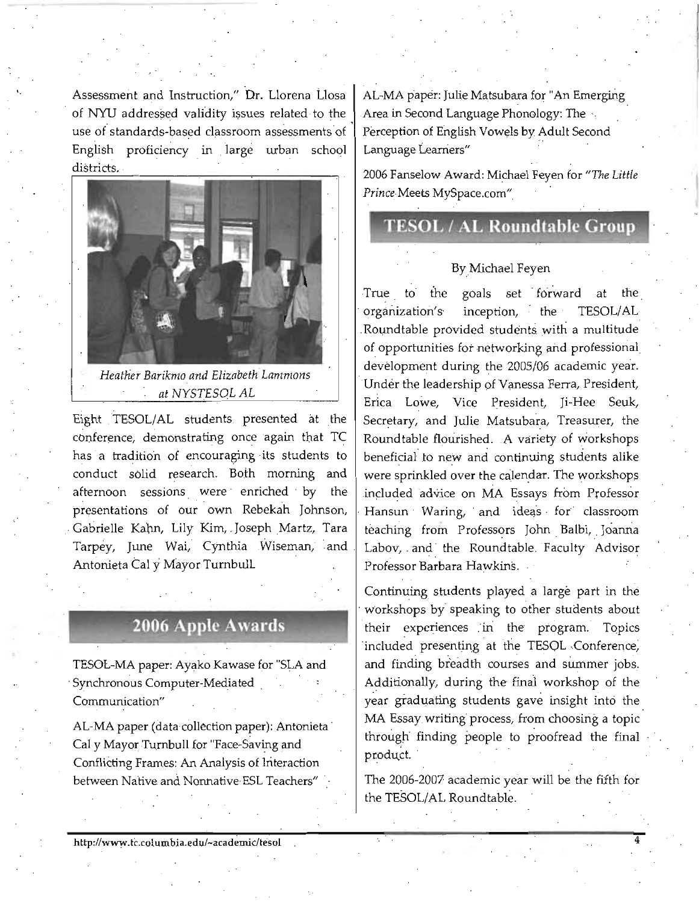Assessment and Instruction," Dr. Llorena Llosa of NYU addressed validity issues related to the use of standards-based classroom assessments of English proficiency in large urban school districts.

*Heather Barikmo and Elizabeth Lammons at NYSTESOL AL*

Eight TESOL/AL students presented at the conference, demonstrating once again that TC has a tradition of encouraging its students to conduct solid research. Both morning and afternoon sessions were enriched by the presentations of our own Rebekah Johnson, Gabrielle Kahn, Lily Kim, Joseph Martz, Tara Tarpey, June Wai, Cynthia Wiseman, and Antonieta Cal y Mayor Turnbull.

## 2006 Apple Awards

TESOL-MA paper: Ayako Kawase for "SLA and Synchronous Computer-Mediated Communication"

AL-MA paper (data collection paper): Antonieta Cal y Mayor Turnbull for "Face-Saving and Conflicting Frames: An Analysis of Interaction between Native and Nonnative ESL Teachers"

AL-MA paper: Julie Matsubara for "An Emerging Area in Second Language Phonology: The Perception of English Vowels by Adult Second Language Learners"

2006 Fanselow Award: Michael Feyen for "*The Little Prince* Meets MySpace.com"

## TESOL / AL Roundtable Group

By Michael Feyen

True to the goals set forward at the organization's inception, the TESOL/AL Roundtable provided students with a multitude of opportunities for networking and professional development during the 2005/06 academic year. Under the leadership of Vanessa Ferra, President, Erica Lowe, Vice President, Ji-Hee Seuk, Secretary, and Julie Matsubara, Treasurer, the Roundtable flourished. A variety of workshops beneficial to new and continuing students alike were sprinkled over the calendar. The workshops included advice on MA Essays from Professor Hansun Waring, and ideas for classroom teaching from Professors John Balbi, Joanna Labov, and the Roundtable Faculty Advisor Professor Barbara Hawkins.

Continuing students played a large part in the workshops by speaking to other students about their experiences in the program. Topics included presenting at the TESOL Conference, and finding breadth courses and summer jobs. Additionally, during the final workshop of the year graduating students gave insight into the MA Essay writing process, from choosing a topic through finding people to proofread the final product.

The 2006-2007 academic year will be the fifth for the TESOL/AL Roundtable.

http://www.tc.columbia.edu/~academic/tesol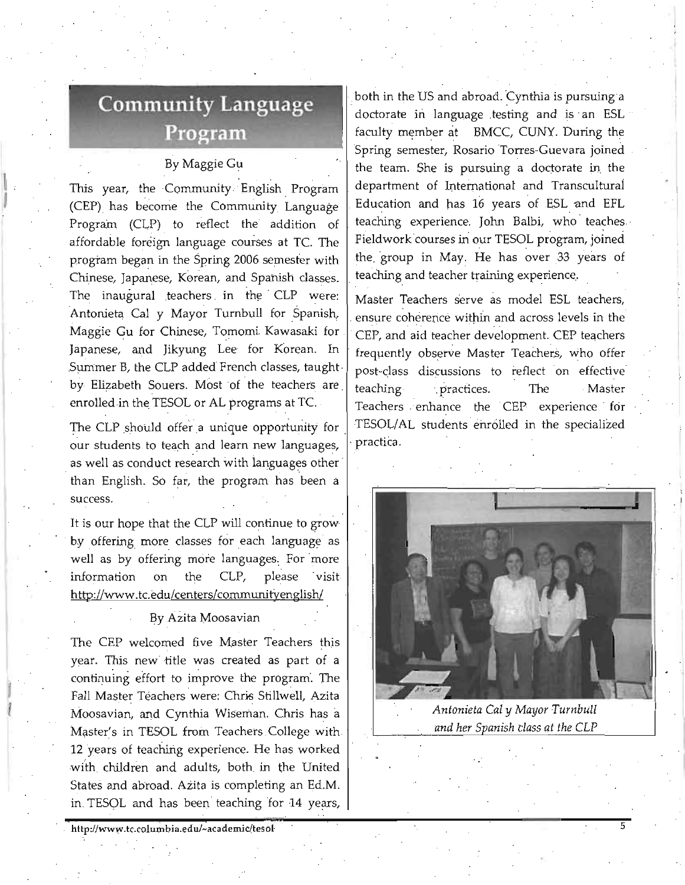# Community Language Program

By Maggie Gu

This year, the Community English Program (CEP) has become the Community Language Program (CLP) to reflect the addition of affordable foreign language courses at TC. The program began in the Spring 2006 semester with Chinese, Japanese, Korean, and Spanish classes. The inaugural teachers in the CLP were: Antonieta Cal y Mayor Turnbull for Spanish, Maggie Gu for Chinese, Tomomi Kawasaki for Japanese, and Jikyung Lee for Korean. In Summer B, the CLP added French classes, taught by Elizabeth Souers. Most of the teachers are enrolled in the TESOL or AL programs at TC.

The CLP should offer a unique opportunity for our students to teach and learn new languages, as well as conduct research with languages other than English. So far, the program has been a success.

It is our hope that the CLP will continue to grow by offering more classes for each language as well as by offering more languages. For more information on the CLP, please visit http://www.tc.edu/centers/communityenglish/

By Azita Moosavian

The CEP welcomed five Master Teachers this year. This new title was created as part of a continuing effort to improve the program. The Fall Master Teachers were: Chris Stillwell, Azita Moosavian, and Cynthia Wiseman. Chris has a Master's in TESOL from Teachers College with 12 years of teaching experience. He has worked with children and adults, both in the United States and abroad. Azita is completing an Ed.M. in TESOL and has been teaching for 14 years, both in the US and abroad. Cynthia is pursuing a doctorate in language testing and is an ESL faculty member at BMCC, CUNY. During the Spring semester, Rosario Torres-Guevara joined the team. She is pursuing a doctorate in the department of International and Transcultural Education and has 16 years of ESL and EFL teaching experience. John Balbi, who teaches Fieldwork courses in our TESOL program, joined the group in May. He has over 33 years of teaching and teacher training experience.

Master Teachers serve as model ESL teachers, ensure coherence within and across levels in the CEP, and aid teacher development. CEP teachers frequently observe Master Teachers, who offer post-class discussions to reflect on effective teaching practices. The Master Teachers enhance the CEP experience for TESOL/AL students enrolled in the specialized practica.

*Antonieta Cal y Mayor Turnbull and her Spanish class at the CLP*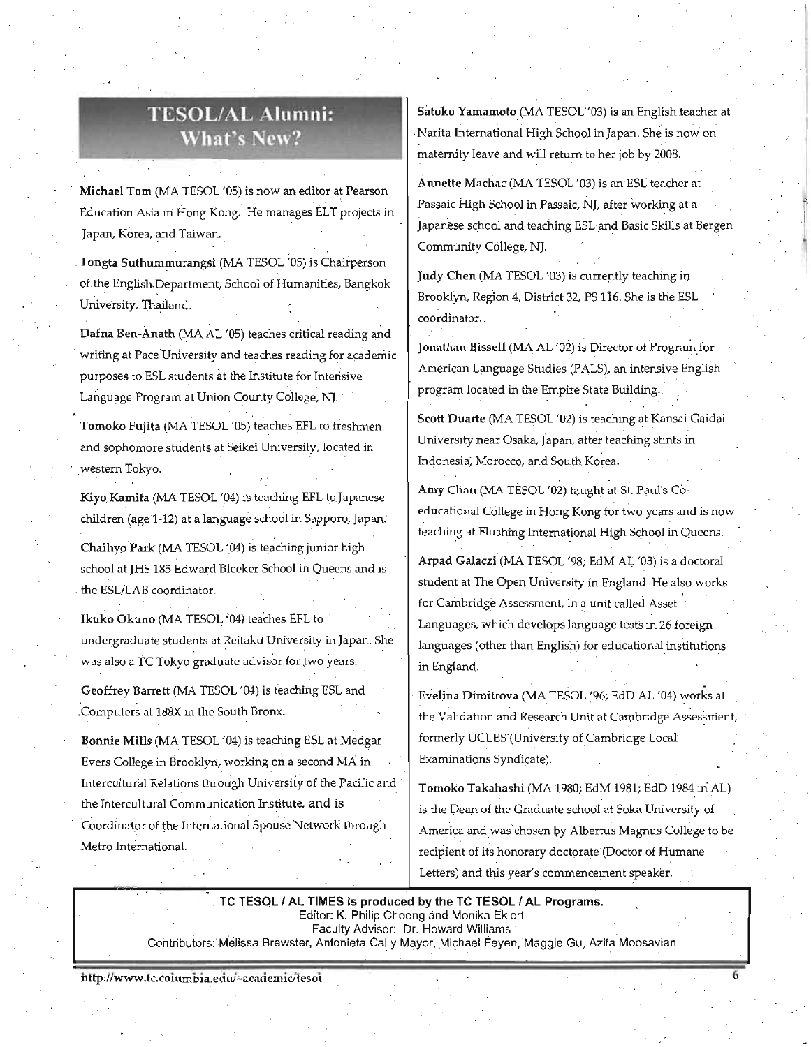## TESOL/AL Alumni: What's New?

**Michael Tom** (MA TESOL '05) is now an editor at Pearson Education Asia in Hong Kong. He manages ELT projects in Japan, Korea, and Taiwan.

**Tongta Suthummurangsi** (MA TESOL '05) is Chairperson of the English Department, School of Humanities, Bangkok University, Thailand.

**Dafna Ben-Anath** (MA AL '05) teaches critical reading and writing at Pace University and teaches reading for academic purposes to ESL students at the Institute for Intensive Language Program at Union County College, NJ.

**Tomoko Fujita** (MA TESOL '05) teaches EFL to freshmen and sophomore students at Seikei University, located in western Tokyo.

**Kiyo Kamita** (MA TESOL '04) is teaching EFL to Japanese children (age 1-12) at a language school in Sapporo, Japan.

**Chaihyo Park** (MA TESOL '04) is teaching junior high school at JHS 185 Edward Bleeker School in Queens and is the ESL/LAB coordinator.

**Ikuko Okuno** (MA TESOL '04) teaches EFL to undergraduate students at Reitaku University in Japan. She was also a TC Tokyo graduate advisor for two years.

**Geoffrey Barrett** (MA TESOL '04) is teaching ESL and Computers at 188X in the South Bronx.

**Bonnie Mills** (MA TESOL '04) is teaching ESL at Medgar Evers College in Brooklyn, working on a second MA in Intercultural Relations through University of the Pacific and the Intercultural Communication Institute, and is Coordinator of the International Spouse Network through Metro International.

**Satoko Yamamoto** (MA TESOL '03) is an English teacher at Narita International High School in Japan. She is now on maternity leave and will return to her job by 2008.

**Annette Machac** (MA TESOL '03) is an ESL teacher at Passaic High School in Passaic, NJ, after working at a Japanese school and teaching ESL and Basic Skills at Bergen Community College, NJ.

**Judy Chen** (MA TESOL '03) is currently teaching in Brooklyn, Region 4, District 32, PS 116. She is the ESL coordinator.

**Jonathan Bissell** (MA AL '02) is Director of Program for American Language Studies (PALS), an intensive English program located in the Empire State Building.

**Scott Duarte** (MA TESOL '02) is teaching at Kansai Gaidai University near Osaka, Japan, after teaching stints in Indonesia, Morocco, and South Korea.

**Amy Chan** (MA TESOL '02) taught at St. Paul's Co-educational College in Hong Kong for two years and is now teaching at Flushing International High School in Queens.

**Arpad Galaczi** (MA TESOL '98; EdM AL '03) is a doctoral student at The Open University in England. He also works for Cambridge Assessment, in a unit called Asset Languages, which develops language tests in 26 foreign languages (other than English) for educational institutions in England.

**Evelina Dimitrova** (MA TESOL '96; EdD AL '04) works at the Validation and Research Unit at Cambridge Assessment, formerly UCLES (University of Cambridge Local Examinations Syndicate).

**Tomoko Takahashi** (MA 1980; EdM 1981; EdD 1984 in AL) is the Dean of the Graduate school at Soka University of America and was chosen by Albertus Magnus College to be recipient of its honorary doctorate (Doctor of Humane Letters) and this year's commencement speaker.

---

**TC TESOL / AL TIMES is produced by the TC TESOL / AL Programs.**
Editor: K. Philip Choong and Monika Ekiert
Faculty Advisor: Dr. Howard Williams
Contributors: Melissa Brewster, Antonieta Cal y Mayor, Michael Feyen, Maggie Gu, Azita Moosavian

http://www.tc.columbia.edu/~academic/tesol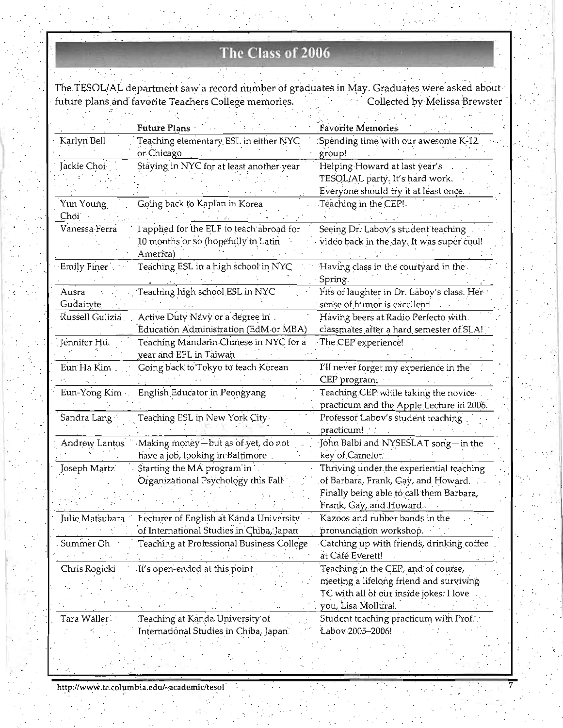# The Class of 2006

The TESOL/AL department saw a record number of graduates in May. Graduates were asked about future plans and favorite Teachers College memories. Collected by Melissa Brewster

| | Future Plans | Favorite Memories |
|---|---|---|
| Karlyn Bell | Teaching elementary ESL in either NYC or Chicago | Spending time with our awesome K-12 group! |
| Jackie Choi | Staying in NYC for at least another year | Helping Howard at last year's TESOL/AL party. It's hard work. Everyone should try it at least once. |
| Yun Young Choi | Going back to Kaplan in Korea | Teaching in the CEP! |
| Vanessa Ferra | I applied for the ELF to teach abroad for 10 months or so (hopefully in Latin America) | Seeing Dr. Labov's student teaching video back in the day. It was super cool! |
| Emily Finer | Teaching ESL in a high school in NYC | Having class in the courtyard in the Spring. |
| Ausra Gudaityte | Teaching high school ESL in NYC | Fits of laughter in Dr. Labov's class. Her sense of humor is excellent! |
| Russell Gulizia | Active Duty Navy or a degree in Education Administration (EdM or MBA) | Having beers at Radio Perfecto with classmates after a hard semester of SLA! |
| Jennifer Hu | Teaching Mandarin Chinese in NYC for a year and EFL in Taiwan | The CEP experience! |
| Euh Ha Kim | Going back to Tokyo to teach Korean | I'll never forget my experience in the CEP program. |
| Eun-Yong Kim | English Educator in Peongyang | Teaching CEP while taking the novice practicum and the Apple Lecture in 2006. |
| Sandra Lang | Teaching ESL in New York City | Professor Labov's student teaching practicum! |
| Andrew Lantos | Making money—but as of yet, do not have a job, looking in Baltimore | John Balbi and NYSESLAT song—in the key of Camelot. |
| Joseph Martz | Starting the MA program in Organizational Psychology this Fall | Thriving under the experiential teaching of Barbara, Frank, Gay, and Howard. Finally being able to call them Barbara, Frank, Gay, and Howard. |
| Julie Matsubara | Lecturer of English at Kanda University of International Studies in Chiba, Japan | Kazoos and rubber bands in the pronunciation workshop. |
| Summer Oh | Teaching at Professional Business College | Catching up with friends, drinking coffee at Café Everett! |
| Chris Rogicki | It's open-ended at this point | Teaching in the CEP, and of course, meeting a lifelong friend and surviving TC with all of our inside jokes: I love you, Lisa Mollura! |
| Tara Waller | Teaching at Kanda University of International Studies in Chiba, Japan | Student teaching practicum with Prof. Labov 2005–2006! |

http://www.tc.columbia.edu/~academic/tesol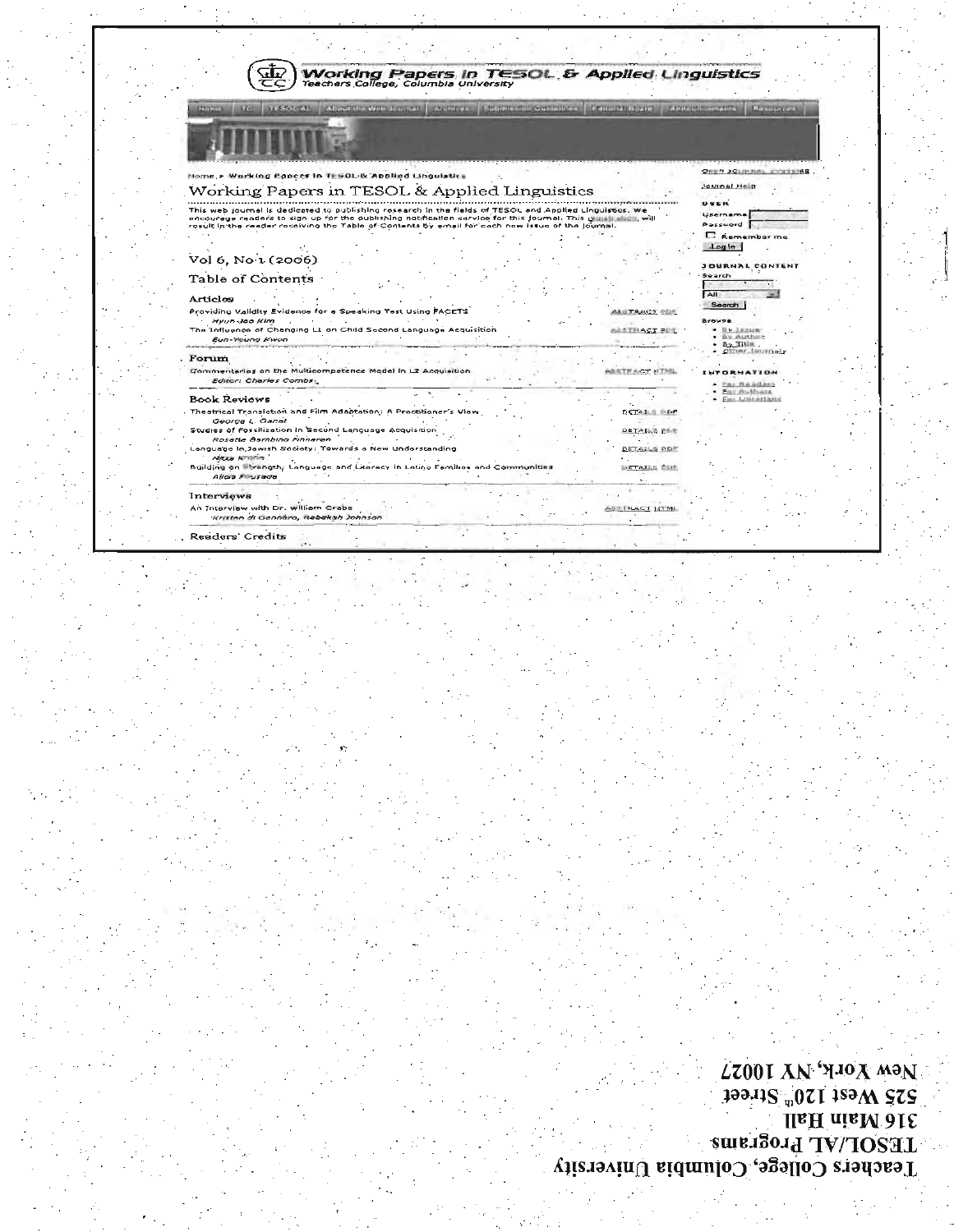# Working Papers in TESOL & Applied Linguistics

Teachers College, Columbia University

Home | TC | TESOL/AL | About the Web Journal | Archives | Submission Guidelines | Editorial Board | Announcements | Resources

Home > Working Papers in TESOL & Applied Linguistics

## Working Papers in TESOL & Applied Linguistics

This web journal is dedicated to publishing research in the fields of TESOL and Applied Linguistics. We encourage readers to sign up for the publishing notification service for this journal. This registration will result in the reader receiving the Table of Contents by email for each new issue of the journal.

### Vol 6, No 1 (2006)

### Table of Contents

**Articles**

Providing Validity Evidence for a Speaking Test Using FACETS — ABSTRACT PDF
*Hyun-Jeo Kim*

The Influence of Changing L1 on Child Second Language Acquisition — ABSTRACT PDF
*Eun-Young Kwon*

**Forum**

Commentaries on the Multicompetence Model in L2 Acquisition — ABSTRACT HTML
*Editor: Charles Combs*

**Book Reviews**

Theatrical Translation and Film Adaptation: A Practitioner's View — DETAILS PDF
*George L. Ganat*

Studies of Fossilization in Second Language Acquisition — DETAILS PDF
*Rosette Bambino Finneran*

Language in Jewish Society: Towards a New Understanding — DETAILS PDF
*Nitza Kratin*

Building on Strength, Language and Literacy in Latino Families and Communities — DETAILS PDF
*Alicia Pousada*

**Interviews**

An Interview with Dr. William Grabe — ABSTRACT HTML
*Kristen di Gennaro, Rebekah Johnson*

Readers' Credits

OPEN JOURNAL SYSTEMS

Journal Help

USER

Username
Password
Remember me
Log In

JOURNAL CONTENT

Search
All
Search

Browse
- By Issue
- By Author
- By Title
- Other Journals

INFORMATION
- For Readers
- For Authors
- For Librarians

Teacher's College, Columbia University
TESOL/AL Programs
316 Main Hall
525 West 120th Street
New York, NY 10027